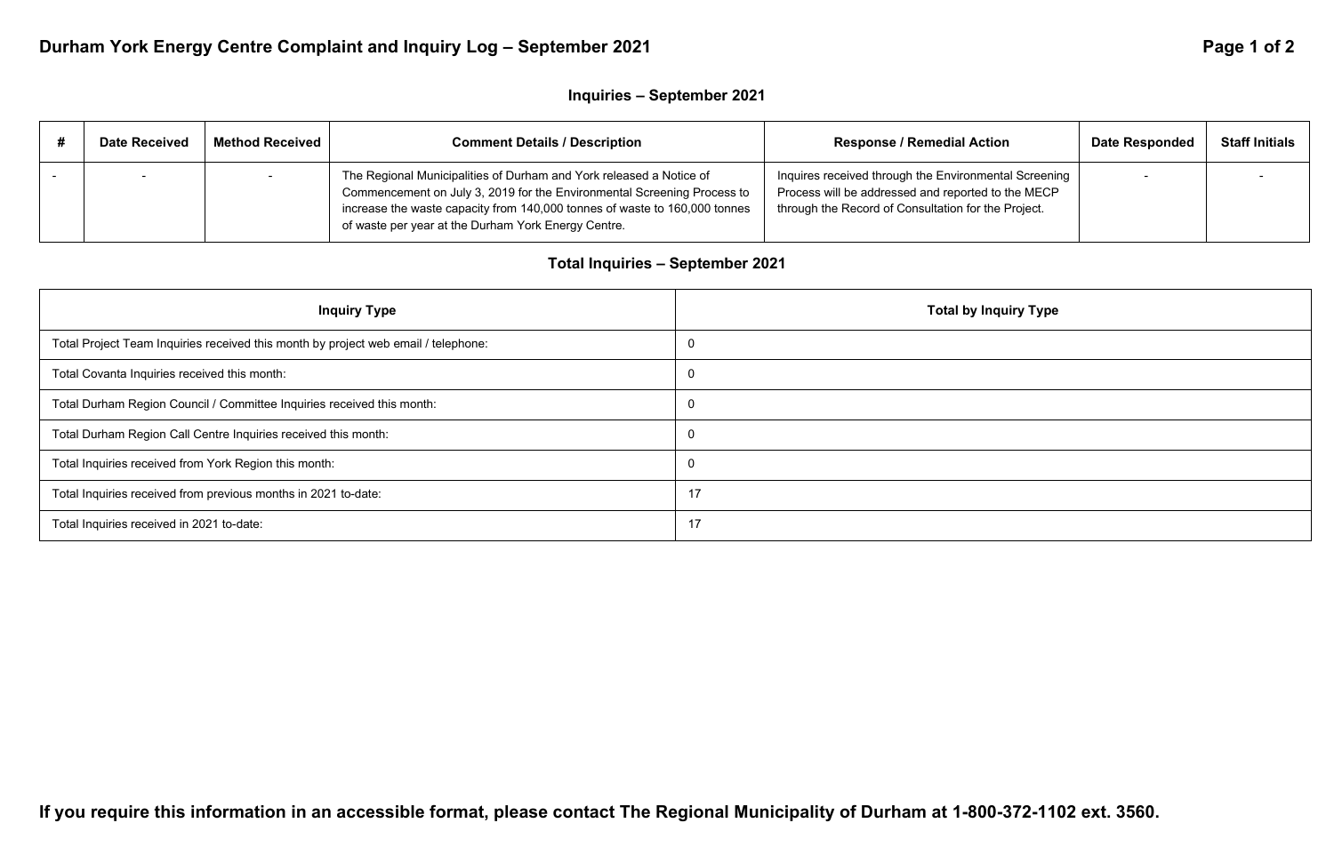# Durham York Energy Centre Complaint and Inquiry Log – September 2021

## Inquiries – September 2021

| # | Date Received | Method Received | Comment Details / Description | Response / Remedial Action | Date Responded | Staff Initials |
|---|---|---|---|---|---|---|
| - | - | - | The Regional Municipalities of Durham and York released a Notice of Commencement on July 3, 2019 for the Environmental Screening Process to increase the waste capacity from 140,000 tonnes of waste to 160,000 tonnes of waste per year at the Durham York Energy Centre. | Inquires received through the Environmental Screening Process will be addressed and reported to the MECP through the Record of Consultation for the Project. | - | - |

## Total Inquiries – September 2021

| Inquiry Type | Total by Inquiry Type |
|---|---|
| Total Project Team Inquiries received this month by project web email / telephone: | 0 |
| Total Covanta Inquiries received this month: | 0 |
| Total Durham Region Council / Committee Inquiries received this month: | 0 |
| Total Durham Region Call Centre Inquiries received this month: | 0 |
| Total Inquiries received from York Region this month: | 0 |
| Total Inquiries received from previous months in 2021 to-date: | 17 |
| Total Inquiries received in 2021 to-date: | 17 |

**If you require this information in an accessible format, please contact The Regional Municipality of Durham at 1-800-372-1102 ext. 3560.**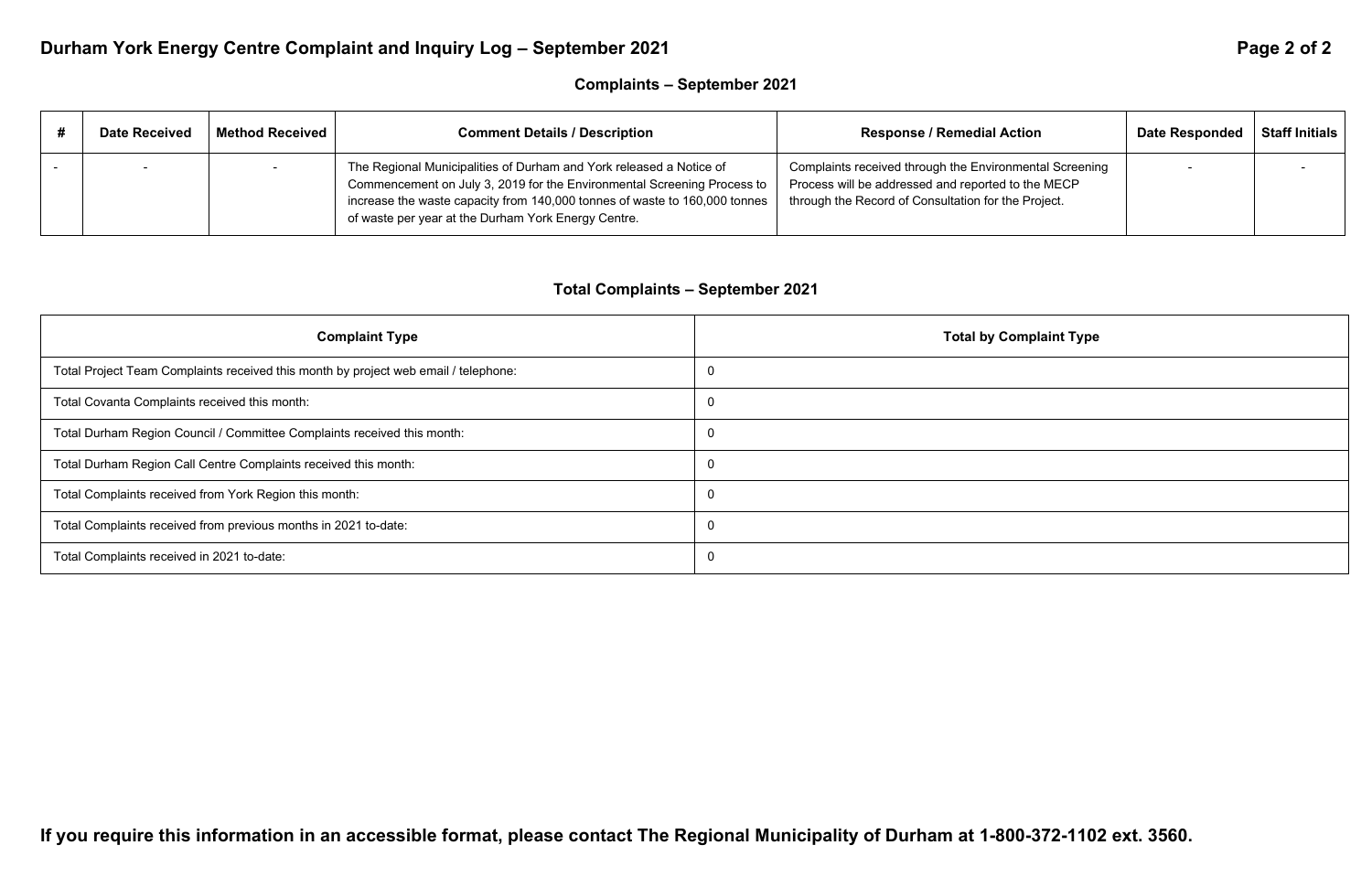# Durham York Energy Centre Complaint and Inquiry Log – September 2021

## Complaints – September 2021

| # | Date Received | Method Received | Comment Details / Description | Response / Remedial Action | Date Responded | Staff Initials |
|---|---|---|---|---|---|---|
| - | - | - | The Regional Municipalities of Durham and York released a Notice of Commencement on July 3, 2019 for the Environmental Screening Process to increase the waste capacity from 140,000 tonnes of waste to 160,000 tonnes of waste per year at the Durham York Energy Centre. | Complaints received through the Environmental Screening Process will be addressed and reported to the MECP through the Record of Consultation for the Project. | - | - |

## Total Complaints – September 2021

| Complaint Type | Total by Complaint Type |
|---|---|
| Total Project Team Complaints received this month by project web email / telephone: | 0 |
| Total Covanta Complaints received this month: | 0 |
| Total Durham Region Council / Committee Complaints received this month: | 0 |
| Total Durham Region Call Centre Complaints received this month: | 0 |
| Total Complaints received from York Region this month: | 0 |
| Total Complaints received from previous months in 2021 to-date: | 0 |
| Total Complaints received in 2021 to-date: | 0 |

**If you require this information in an accessible format, please contact The Regional Municipality of Durham at 1-800-372-1102 ext. 3560.**